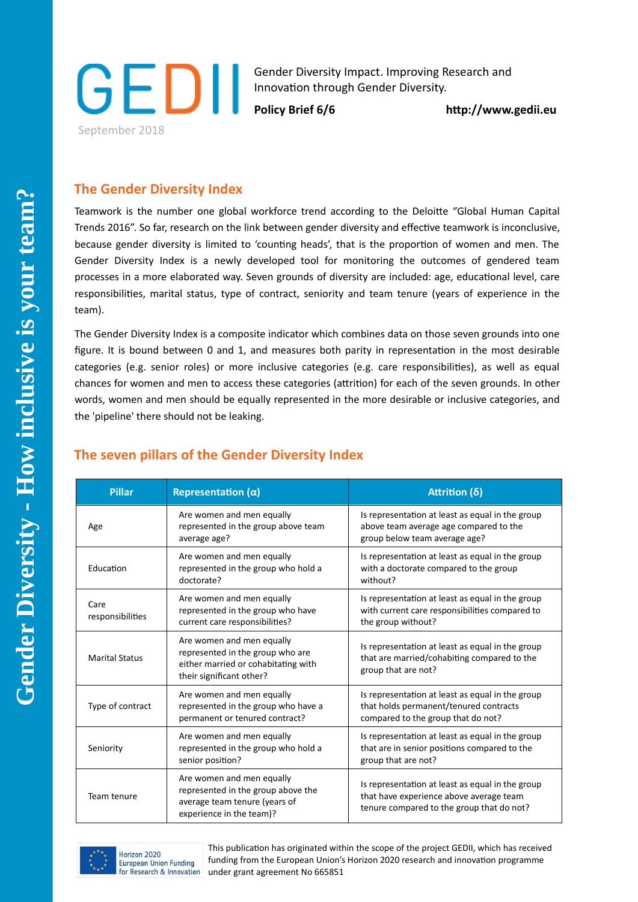GEDII

Gender Diversity Impact. Improving Research and Innovation through Gender Diversity.

**Policy Brief 6/6** **http://www.gedii.eu**

September 2018

Gender Diversity - How inclusive is your team?

## The Gender Diversity Index

Teamwork is the number one global workforce trend according to the Deloitte "Global Human Capital Trends 2016". So far, research on the link between gender diversity and effective teamwork is inconclusive, because gender diversity is limited to 'counting heads', that is the proportion of women and men. The Gender Diversity Index is a newly developed tool for monitoring the outcomes of gendered team processes in a more elaborated way. Seven grounds of diversity are included: age, educational level, care responsibilities, marital status, type of contract, seniority and team tenure (years of experience in the team).

The Gender Diversity Index is a composite indicator which combines data on those seven grounds into one figure. It is bound between 0 and 1, and measures both parity in representation in the most desirable categories (e.g. senior roles) or more inclusive categories (e.g. care responsibilities), as well as equal chances for women and men to access these categories (attrition) for each of the seven grounds. In other words, women and men should be equally represented in the more desirable or inclusive categories, and the 'pipeline' there should not be leaking.

## The seven pillars of the Gender Diversity Index

| Pillar | Representation (α) | Attrition (δ) |
|---|---|---|
| Age | Are women and men equally represented in the group above team average age? | Is representation at least as equal in the group above team average age compared to the group below team average age? |
| Education | Are women and men equally represented in the group who hold a doctorate? | Is representation at least as equal in the group with a doctorate compared to the group without? |
| Care responsibilities | Are women and men equally represented in the group who have current care responsibilities? | Is representation at least as equal in the group with current care responsibilities compared to the group without? |
| Marital Status | Are women and men equally represented in the group who are either married or cohabitating with their significant other? | Is representation at least as equal in the group that are married/cohabiting compared to the group that are not? |
| Type of contract | Are women and men equally represented in the group who have a permanent or tenured contract? | Is representation at least as equal in the group that holds permanent/tenured contracts compared to the group that do not? |
| Seniority | Are women and men equally represented in the group who hold a senior position? | Is representation at least as equal in the group that are in senior positions compared to the group that are not? |
| Team tenure | Are women and men equally represented in the group above the average team tenure (years of experience in the team)? | Is representation at least as equal in the group that have experience above average team tenure compared to the group that do not? |

Horizon 2020 European Union Funding for Research & Innovation

This publication has originated within the scope of the project GEDII, which has received funding from the European Union's Horizon 2020 research and innovation programme under grant agreement No 665851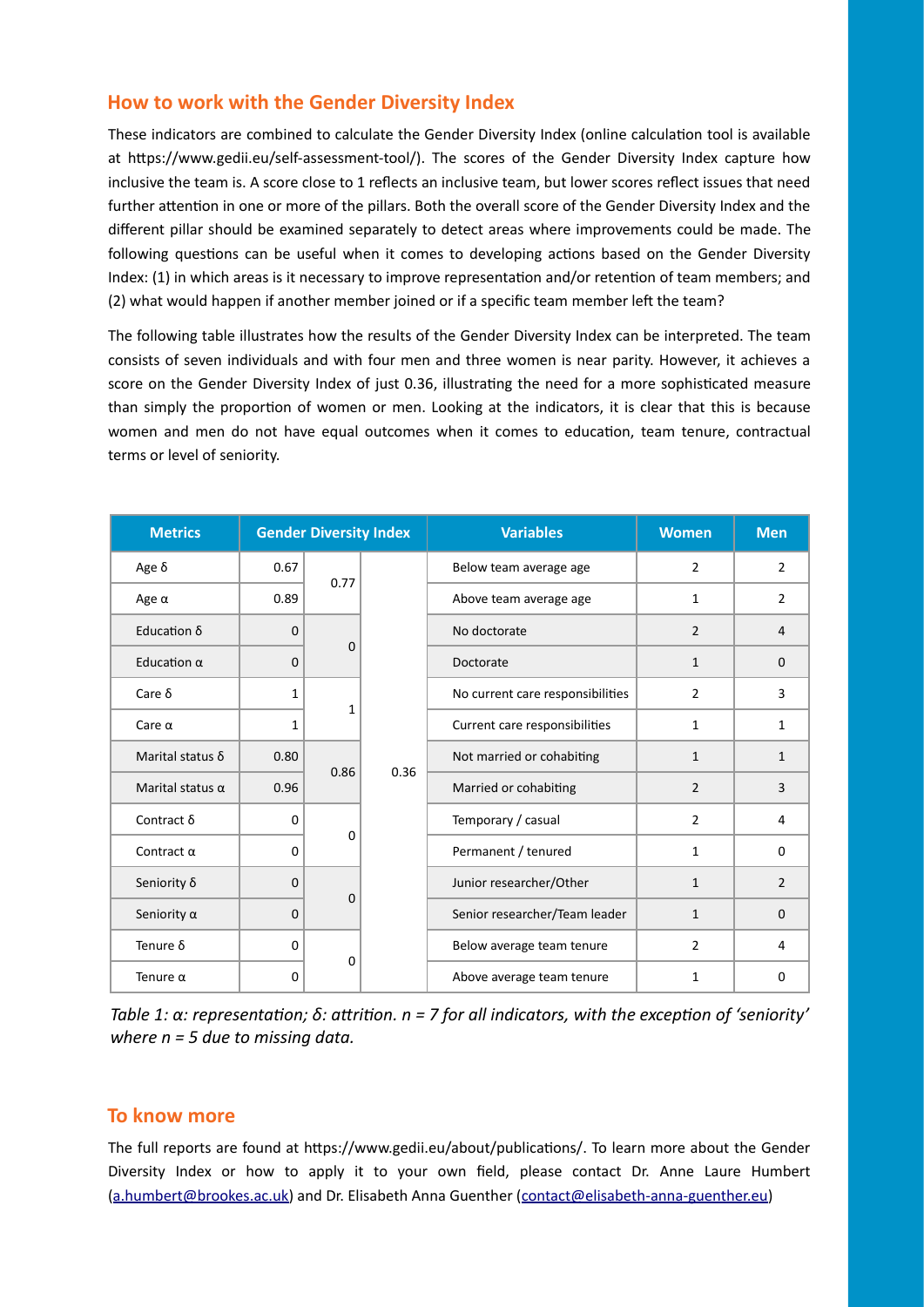## How to work with the Gender Diversity Index

These indicators are combined to calculate the Gender Diversity Index (online calculation tool is available at https://www.gedii.eu/self-assessment-tool/). The scores of the Gender Diversity Index capture how inclusive the team is. A score close to 1 reflects an inclusive team, but lower scores reflect issues that need further attention in one or more of the pillars. Both the overall score of the Gender Diversity Index and the different pillar should be examined separately to detect areas where improvements could be made. The following questions can be useful when it comes to developing actions based on the Gender Diversity Index: (1) in which areas is it necessary to improve representation and/or retention of team members; and (2) what would happen if another member joined or if a specific team member left the team?

The following table illustrates how the results of the Gender Diversity Index can be interpreted. The team consists of seven individuals and with four men and three women is near parity. However, it achieves a score on the Gender Diversity Index of just 0.36, illustrating the need for a more sophisticated measure than simply the proportion of women or men. Looking at the indicators, it is clear that this is because women and men do not have equal outcomes when it comes to education, team tenure, contractual terms or level of seniority.

| Metrics | Gender Diversity Index | | | Variables | Women | Men |
|---|---|---|---|---|---|---|
| Age δ | 0.67 | 0.77 | 0.36 | Below team average age | 2 | 2 |
| Age α | 0.89 | | | Above team average age | 1 | 2 |
| Education δ | 0 | 0 | | No doctorate | 2 | 4 |
| Education α | 0 | | | Doctorate | 1 | 0 |
| Care δ | 1 | 1 | | No current care responsibilities | 2 | 3 |
| Care α | 1 | | | Current care responsibilities | 1 | 1 |
| Marital status δ | 0.80 | 0.86 | | Not married or cohabiting | 1 | 1 |
| Marital status α | 0.96 | | | Married or cohabiting | 2 | 3 |
| Contract δ | 0 | 0 | | Temporary / casual | 2 | 4 |
| Contract α | 0 | | | Permanent / tenured | 1 | 0 |
| Seniority δ | 0 | 0 | | Junior researcher/Other | 1 | 2 |
| Seniority α | 0 | | | Senior researcher/Team leader | 1 | 0 |
| Tenure δ | 0 | 0 | | Below average team tenure | 2 | 4 |
| Tenure α | 0 | | | Above average team tenure | 1 | 0 |

*Table 1: α: representation; δ: attrition. n = 7 for all indicators, with the exception of 'seniority' where n = 5 due to missing data.*

## To know more

The full reports are found at https://www.gedii.eu/about/publications/. To learn more about the Gender Diversity Index or how to apply it to your own field, please contact Dr. Anne Laure Humbert (a.humbert@brookes.ac.uk) and Dr. Elisabeth Anna Guenther (contact@elisabeth-anna-guenther.eu)